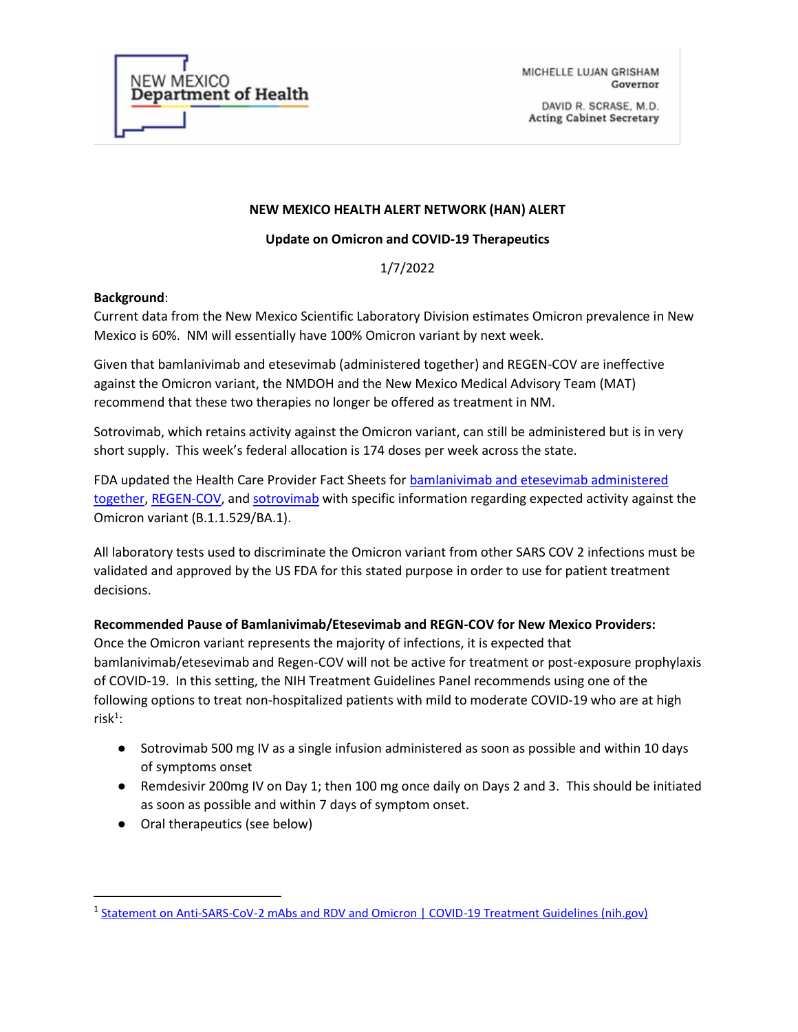NEW MEXICO
Department of Health

MICHELLE LUJAN GRISHAM
Governor

DAVID R. SCRASE, M.D.
Acting Cabinet Secretary

**NEW MEXICO HEALTH ALERT NETWORK (HAN) ALERT**

**Update on Omicron and COVID-19 Therapeutics**

1/7/2022

**Background**:
Current data from the New Mexico Scientific Laboratory Division estimates Omicron prevalence in New Mexico is 60%. NM will essentially have 100% Omicron variant by next week.

Given that bamlanivimab and etesevimab (administered together) and REGEN-COV are ineffective against the Omicron variant, the NMDOH and the New Mexico Medical Advisory Team (MAT) recommend that these two therapies no longer be offered as treatment in NM.

Sotrovimab, which retains activity against the Omicron variant, can still be administered but is in very short supply. This week's federal allocation is 174 doses per week across the state.

FDA updated the Health Care Provider Fact Sheets for bamlanivimab and etesevimab administered together, REGEN-COV, and sotrovimab with specific information regarding expected activity against the Omicron variant (B.1.1.529/BA.1).

All laboratory tests used to discriminate the Omicron variant from other SARS COV 2 infections must be validated and approved by the US FDA for this stated purpose in order to use for patient treatment decisions.

**Recommended Pause of Bamlanivimab/Etesevimab and REGN-COV for New Mexico Providers:**
Once the Omicron variant represents the majority of infections, it is expected that bamlanivimab/etesevimab and Regen-COV will not be active for treatment or post-exposure prophylaxis of COVID-19. In this setting, the NIH Treatment Guidelines Panel recommends using one of the following options to treat non-hospitalized patients with mild to moderate COVID-19 who are at high risk[1]:

- Sotrovimab 500 mg IV as a single infusion administered as soon as possible and within 10 days of symptoms onset
- Remdesivir 200mg IV on Day 1; then 100 mg once daily on Days 2 and 3. This should be initiated as soon as possible and within 7 days of symptom onset.
- Oral therapeutics (see below)

[1] Statement on Anti-SARS-CoV-2 mAbs and RDV and Omicron | COVID-19 Treatment Guidelines (nih.gov)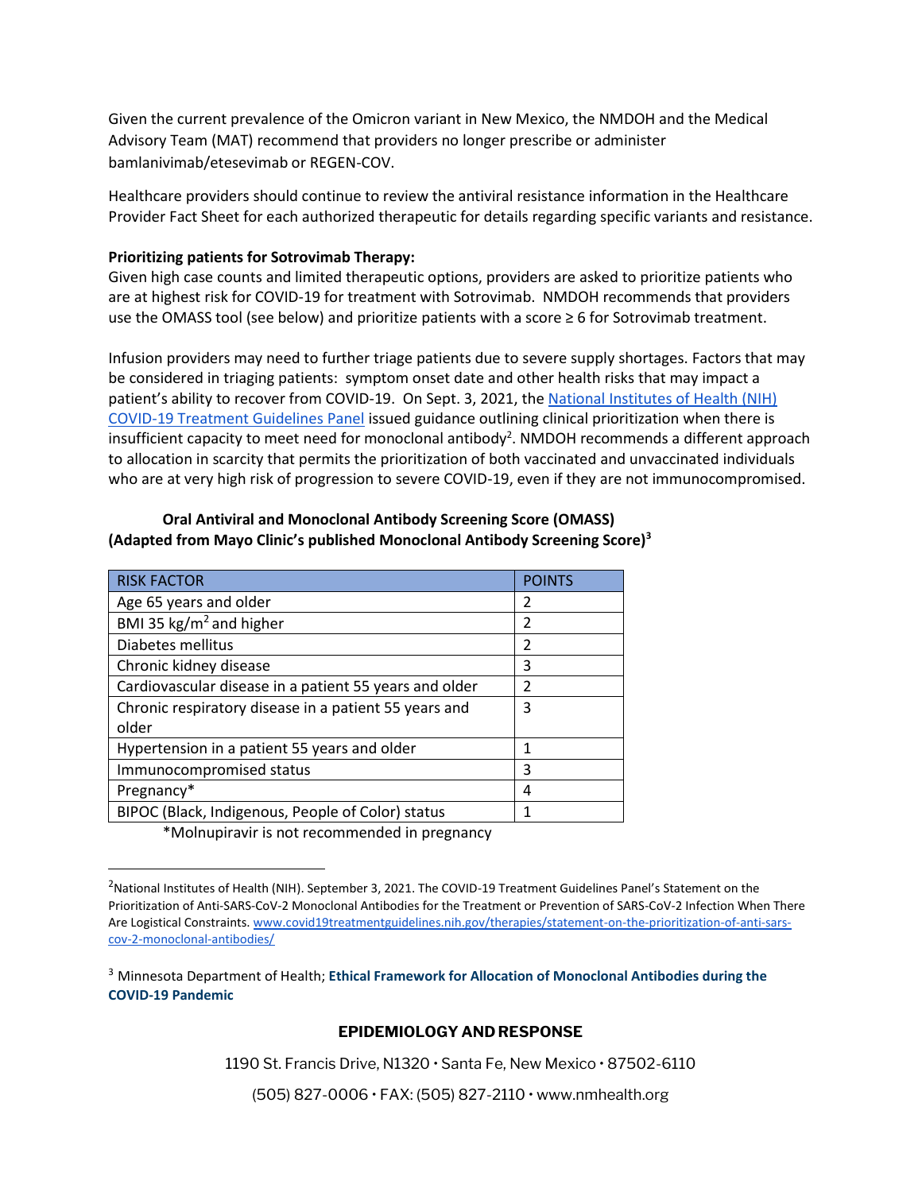Given the current prevalence of the Omicron variant in New Mexico, the NMDOH and the Medical Advisory Team (MAT) recommend that providers no longer prescribe or administer bamlanivimab/etesevimab or REGEN-COV.

Healthcare providers should continue to review the antiviral resistance information in the Healthcare Provider Fact Sheet for each authorized therapeutic for details regarding specific variants and resistance.

**Prioritizing patients for Sotrovimab Therapy:**
Given high case counts and limited therapeutic options, providers are asked to prioritize patients who are at highest risk for COVID-19 for treatment with Sotrovimab. NMDOH recommends that providers use the OMASS tool (see below) and prioritize patients with a score ≥ 6 for Sotrovimab treatment.

Infusion providers may need to further triage patients due to severe supply shortages. Factors that may be considered in triaging patients: symptom onset date and other health risks that may impact a patient's ability to recover from COVID-19. On Sept. 3, 2021, the [National Institutes of Health (NIH) COVID-19 Treatment Guidelines Panel](www.covid19treatmentguidelines.nih.gov/therapies/statement-on-the-prioritization-of-anti-sars-cov-2-monoclonal-antibodies/) issued guidance outlining clinical prioritization when there is insufficient capacity to meet need for monoclonal antibody[2]. NMDOH recommends a different approach to allocation in scarcity that permits the prioritization of both vaccinated and unvaccinated individuals who are at very high risk of progression to severe COVID-19, even if they are not immunocompromised.

**Oral Antiviral and Monoclonal Antibody Screening Score (OMASS)**
**(Adapted from Mayo Clinic's published Monoclonal Antibody Screening Score)[3]**

| RISK FACTOR | POINTS |
| --- | --- |
| Age 65 years and older | 2 |
| BMI 35 $kg/m^2$ and higher | 2 |
| Diabetes mellitus | 2 |
| Chronic kidney disease | 3 |
| Cardiovascular disease in a patient 55 years and older | 2 |
| Chronic respiratory disease in a patient 55 years and older | 3 |
| Hypertension in a patient 55 years and older | 1 |
| Immunocompromised status | 3 |
| Pregnancy* | 4 |
| BIPOC (Black, Indigenous, People of Color) status | 1 |

*Molnupiravir is not recommended in pregnancy

[2] National Institutes of Health (NIH). September 3, 2021. The COVID-19 Treatment Guidelines Panel's Statement on the Prioritization of Anti-SARS-CoV-2 Monoclonal Antibodies for the Treatment or Prevention of SARS-CoV-2 Infection When There Are Logistical Constraints. www.covid19treatmentguidelines.nih.gov/therapies/statement-on-the-prioritization-of-anti-sars-cov-2-monoclonal-antibodies/

[3] Minnesota Department of Health; **Ethical Framework for Allocation of Monoclonal Antibodies during the COVID-19 Pandemic**

**EPIDEMIOLOGY AND RESPONSE**

1190 St. Francis Drive, N1320 • Santa Fe, New Mexico • 87502-6110

(505) 827-0006 • FAX: (505) 827-2110 • www.nmhealth.org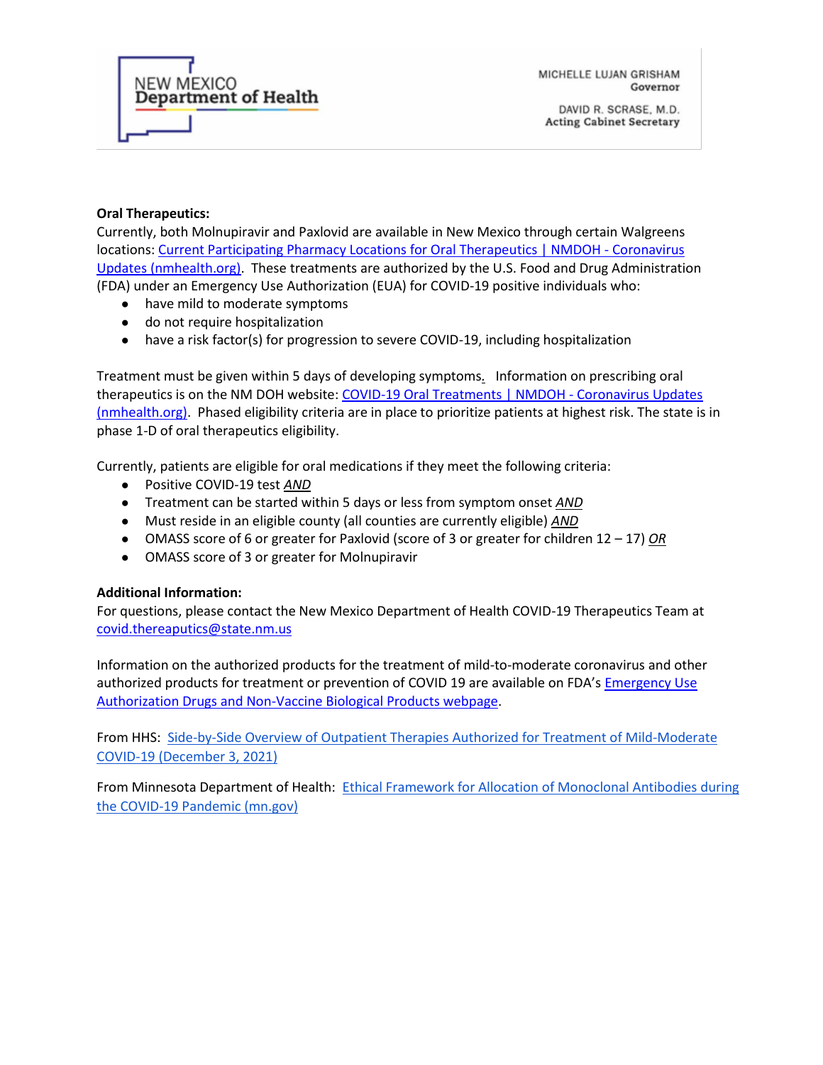**Oral Therapeutics:**
Currently, both Molnupiravir and Paxlovid are available in New Mexico through certain Walgreens locations: [Current Participating Pharmacy Locations for Oral Therapeutics | NMDOH - Coronavirus Updates (nmhealth.org)](). These treatments are authorized by the U.S. Food and Drug Administration (FDA) under an Emergency Use Authorization (EUA) for COVID-19 positive individuals who:

- have mild to moderate symptoms
- do not require hospitalization
- have a risk factor(s) for progression to severe COVID-19, including hospitalization

Treatment must be given within 5 days of developing symptoms. Information on prescribing oral therapeutics is on the NM DOH website: [COVID-19 Oral Treatments | NMDOH - Coronavirus Updates (nmhealth.org)](). Phased eligibility criteria are in place to prioritize patients at highest risk. The state is in phase 1-D of oral therapeutics eligibility.

Currently, patients are eligible for oral medications if they meet the following criteria:

- Positive COVID-19 test ***AND***
- Treatment can be started within 5 days or less from symptom onset ***AND***
- Must reside in an eligible county (all counties are currently eligible) ***AND***
- OMASS score of 6 or greater for Paxlovid (score of 3 or greater for children 12 – 17) ***OR***
- OMASS score of 3 or greater for Molnupiravir

**Additional Information:**
For questions, please contact the New Mexico Department of Health COVID-19 Therapeutics Team at covid.thereaputics@state.nm.us

Information on the authorized products for the treatment of mild-to-moderate coronavirus and other authorized products for treatment or prevention of COVID 19 are available on FDA's [Emergency Use Authorization Drugs and Non-Vaccine Biological Products webpage]().

From HHS: [Side-by-Side Overview of Outpatient Therapies Authorized for Treatment of Mild-Moderate COVID-19 (December 3, 2021)]()

From Minnesota Department of Health: [Ethical Framework for Allocation of Monoclonal Antibodies during the COVID-19 Pandemic (mn.gov)]()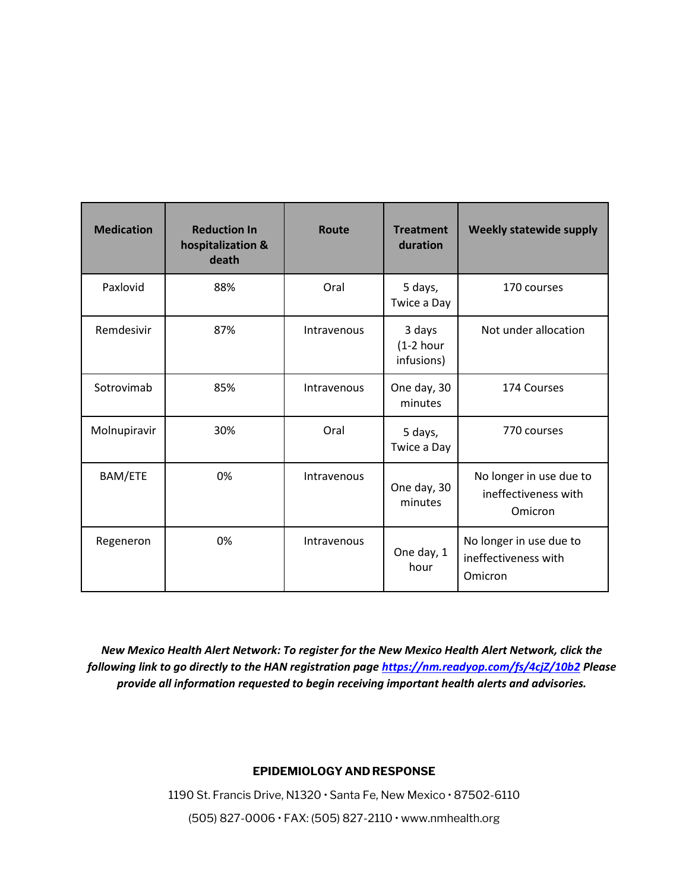| Medication | Reduction In hospitalization & death | Route | Treatment duration | Weekly statewide supply |
|---|---|---|---|---|
| Paxlovid | 88% | Oral | 5 days, Twice a Day | 170 courses |
| Remdesivir | 87% | Intravenous | 3 days (1-2 hour infusions) | Not under allocation |
| Sotrovimab | 85% | Intravenous | One day, 30 minutes | 174 Courses |
| Molnupiravir | 30% | Oral | 5 days, Twice a Day | 770 courses |
| BAM/ETE | 0% | Intravenous | One day, 30 minutes | No longer in use due to ineffectiveness with Omicron |
| Regeneron | 0% | Intravenous | One day, 1 hour | No longer in use due to ineffectiveness with Omicron |

***New Mexico Health Alert Network: To register for the New Mexico Health Alert Network, click the following link to go directly to the HAN registration page https://nm.readyop.com/fs/4cjZ/10b2 Please provide all information requested to begin receiving important health alerts and advisories.***

**EPIDEMIOLOGY AND RESPONSE**

1190 St. Francis Drive, N1320 • Santa Fe, New Mexico • 87502-6110

(505) 827-0006 • FAX: (505) 827-2110 • www.nmhealth.org